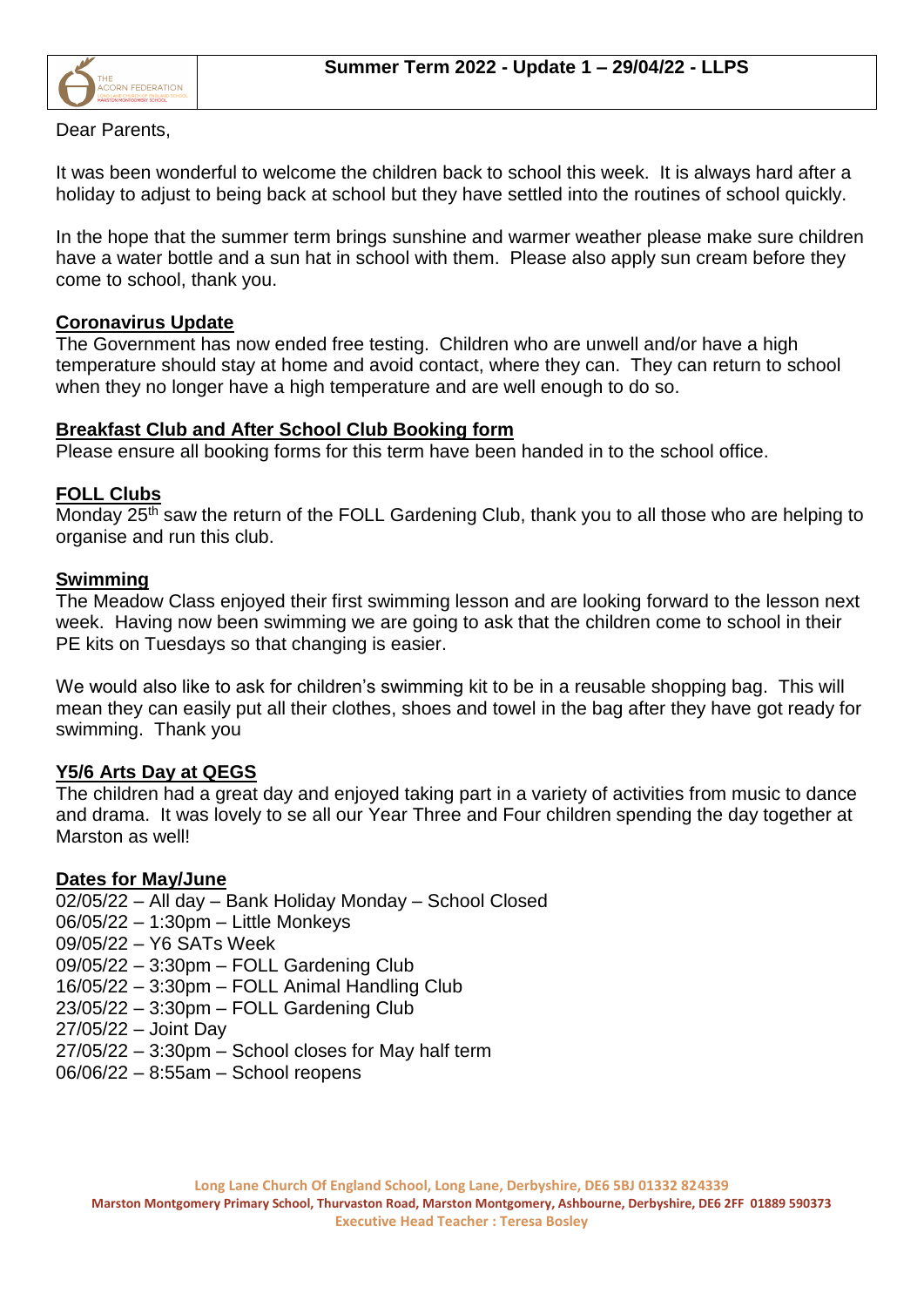# Summer Term 2022 - Update 1 – 29/04/22 - LLPS

Dear Parents,

It was been wonderful to welcome the children back to school this week. It is always hard after a holiday to adjust to being back at school but they have settled into the routines of school quickly.

In the hope that the summer term brings sunshine and warmer weather please make sure children have a water bottle and a sun hat in school with them. Please also apply sun cream before they come to school, thank you.

## Coronavirus Update

The Government has now ended free testing. Children who are unwell and/or have a high temperature should stay at home and avoid contact, where they can. They can return to school when they no longer have a high temperature and are well enough to do so.

## Breakfast Club and After School Club Booking form

Please ensure all booking forms for this term have been handed in to the school office.

## FOLL Clubs

Monday 25th saw the return of the FOLL Gardening Club, thank you to all those who are helping to organise and run this club.

## Swimming

The Meadow Class enjoyed their first swimming lesson and are looking forward to the lesson next week. Having now been swimming we are going to ask that the children come to school in their PE kits on Tuesdays so that changing is easier.

We would also like to ask for children's swimming kit to be in a reusable shopping bag. This will mean they can easily put all their clothes, shoes and towel in the bag after they have got ready for swimming. Thank you

## Y5/6 Arts Day at QEGS

The children had a great day and enjoyed taking part in a variety of activities from music to dance and drama. It was lovely to se all our Year Three and Four children spending the day together at Marston as well!

## Dates for May/June

02/05/22 – All day – Bank Holiday Monday – School Closed
06/05/22 – 1:30pm – Little Monkeys
09/05/22 – Y6 SATs Week
09/05/22 – 3:30pm – FOLL Gardening Club
16/05/22 – 3:30pm – FOLL Animal Handling Club
23/05/22 – 3:30pm – FOLL Gardening Club
27/05/22 – Joint Day
27/05/22 – 3:30pm – School closes for May half term
06/06/22 – 8:55am – School reopens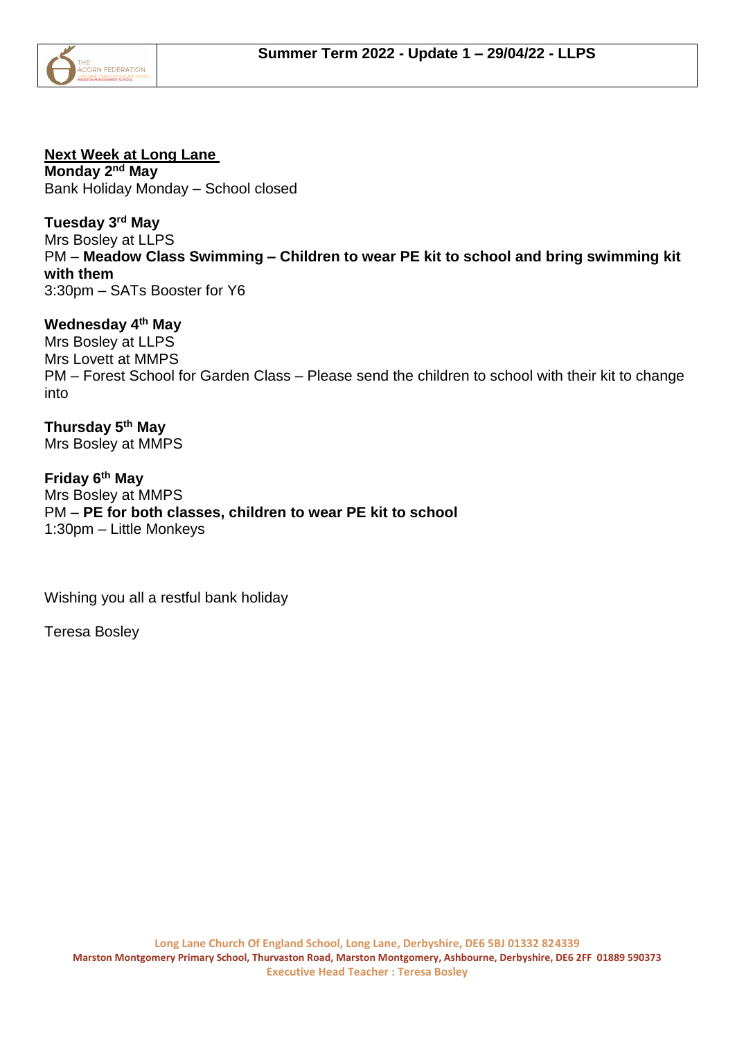**Summer Term 2022 - Update 1 – 29/04/22 - LLPS**

## Next Week at Long Lane

**Monday 2nd May**
Bank Holiday Monday – School closed

**Tuesday 3rd May**
Mrs Bosley at LLPS
PM – **Meadow Class Swimming – Children to wear PE kit to school and bring swimming kit with them**
3:30pm – SATs Booster for Y6

**Wednesday 4th May**
Mrs Bosley at LLPS
Mrs Lovett at MMPS
PM – Forest School for Garden Class – Please send the children to school with their kit to change into

**Thursday 5th May**
Mrs Bosley at MMPS

**Friday 6th May**
Mrs Bosley at MMPS
PM – **PE for both classes, children to wear PE kit to school**
1:30pm – Little Monkeys

Wishing you all a restful bank holiday

Teresa Bosley

Long Lane Church Of England School, Long Lane, Derbyshire, DE6 5BJ 01332 824339
Marston Montgomery Primary School, Thurvaston Road, Marston Montgomery, Ashbourne, Derbyshire, DE6 2FF 01889 590373
Executive Head Teacher : Teresa Bosley